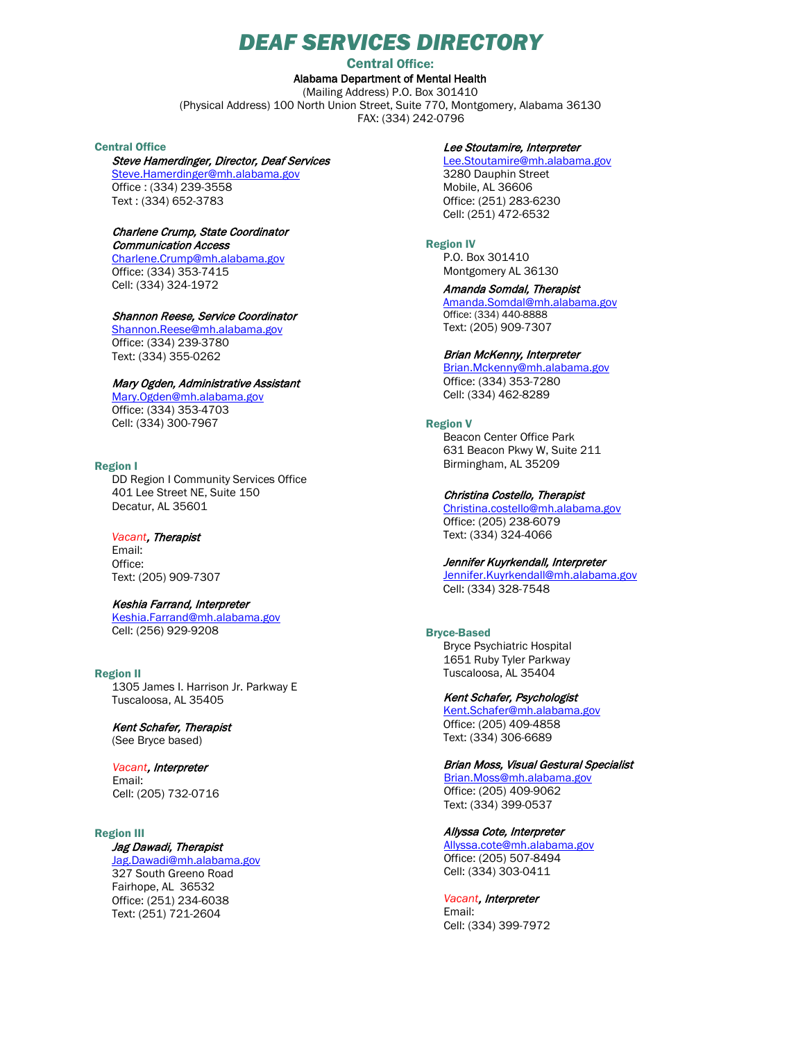# DEAF SERVICES DIRECTORY

## Central Office:

**Alabama Department of Mental Health**
(Mailing Address) P.O. Box 301410
(Physical Address) 100 North Union Street, Suite 770, Montgomery, Alabama 36130
FAX: (334) 242-0796

### Central Office

***Steve Hamerdinger, Director, Deaf Services***
Steve.Hamerdinger@mh.alabama.gov
Office : (334) 239-3558
Text : (334) 652-3783

***Charlene Crump, State Coordinator Communication Access***
Charlene.Crump@mh.alabama.gov
Office: (334) 353-7415
Cell: (334) 324-1972

***Shannon Reese, Service Coordinator***
Shannon.Reese@mh.alabama.gov
Office: (334) 239-3780
Text: (334) 355-0262

***Mary Ogden, Administrative Assistant***
Mary.Ogden@mh.alabama.gov
Office: (334) 353-4703
Cell: (334) 300-7967

### Region I

DD Region I Community Services Office
401 Lee Street NE, Suite 150
Decatur, AL 35601

***Vacant, Therapist***
Email:
Office:
Text: (205) 909-7307

***Keshia Farrand, Interpreter***
Keshia.Farrand@mh.alabama.gov
Cell: (256) 929-9208

### Region II

1305 James I. Harrison Jr. Parkway E
Tuscaloosa, AL 35405

***Kent Schafer, Therapist***
(See Bryce based)

***Vacant, Interpreter***
Email:
Cell: (205) 732-0716

### Region III

***Jag Dawadi, Therapist***
Jag.Dawadi@mh.alabama.gov
327 South Greeno Road
Fairhope, AL 36532
Office: (251) 234-6038
Text: (251) 721-2604

***Lee Stoutamire, Interpreter***
Lee.Stoutamire@mh.alabama.gov
3280 Dauphin Street
Mobile, AL 36606
Office: (251) 283-6230
Cell: (251) 472-6532

### Region IV

P.O. Box 301410
Montgomery AL 36130

***Amanda Somdal, Therapist***
Amanda.Somdal@mh.alabama.gov
Office: (334) 440-8888
Text: (205) 909-7307

***Brian McKenny, Interpreter***
Brian.Mckenny@mh.alabama.gov
Office: (334) 353-7280
Cell: (334) 462-8289

### Region V

Beacon Center Office Park
631 Beacon Pkwy W, Suite 211
Birmingham, AL 35209

***Christina Costello, Therapist***
Christina.costello@mh.alabama.gov
Office: (205) 238-6079
Text: (334) 324-4066

***Jennifer Kuyrkendall, Interpreter***
Jennifer.Kuyrkendall@mh.alabama.gov
Cell: (334) 328-7548

### Bryce-Based

Bryce Psychiatric Hospital
1651 Ruby Tyler Parkway
Tuscaloosa, AL 35404

***Kent Schafer, Psychologist***
Kent.Schafer@mh.alabama.gov
Office: (205) 409-4858
Text: (334) 306-6689

***Brian Moss, Visual Gestural Specialist***
Brian.Moss@mh.alabama.gov
Office: (205) 409-9062
Text: (334) 399-0537

***Allyssa Cote, Interpreter***
Allyssa.cote@mh.alabama.gov
Office: (205) 507-8494
Cell: (334) 303-0411

***Vacant, Interpreter***
Email:
Cell: (334) 399-7972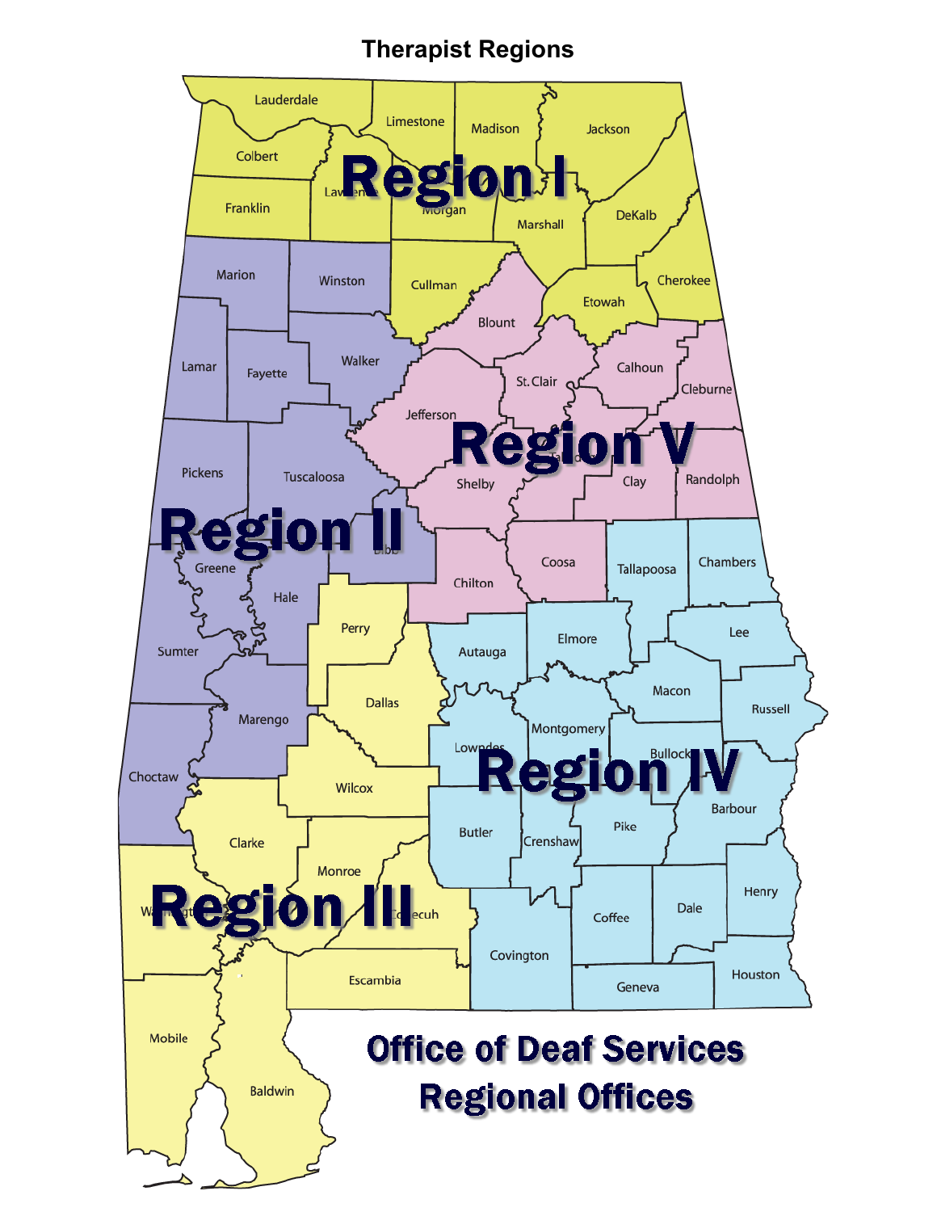# Therapist Regions

**Region I**: Lauderdale, Limestone, Madison, Jackson, Colbert, Franklin, Lawrence, Morgan, Marshall, DeKalb, Cullman, Etowah, Cherokee

**Region II**: Marion, Winston, Lamar, Fayette, Walker, Pickens, Tuscaloosa, Bibb, Greene, Hale, Sumter, Marengo, Choctaw

**Region III**: Perry, Dallas, Wilcox, Clarke, Monroe, Washington, Conecuh, Escambia, Mobile, Baldwin

**Region IV**: Tallapoosa, Chambers, Autauga, Elmore, Lee, Macon, Russell, Lowndes, Montgomery, Bullock, Barbour, Butler, Crenshaw, Pike, Henry, Coffee, Dale, Covington, Geneva, Houston

**Region V**: Blount, St. Clair, Calhoun, Cleburne, Jefferson, Talladega, Shelby, Clay, Randolph, Chilton, Coosa

## Office of Deaf Services
## Regional Offices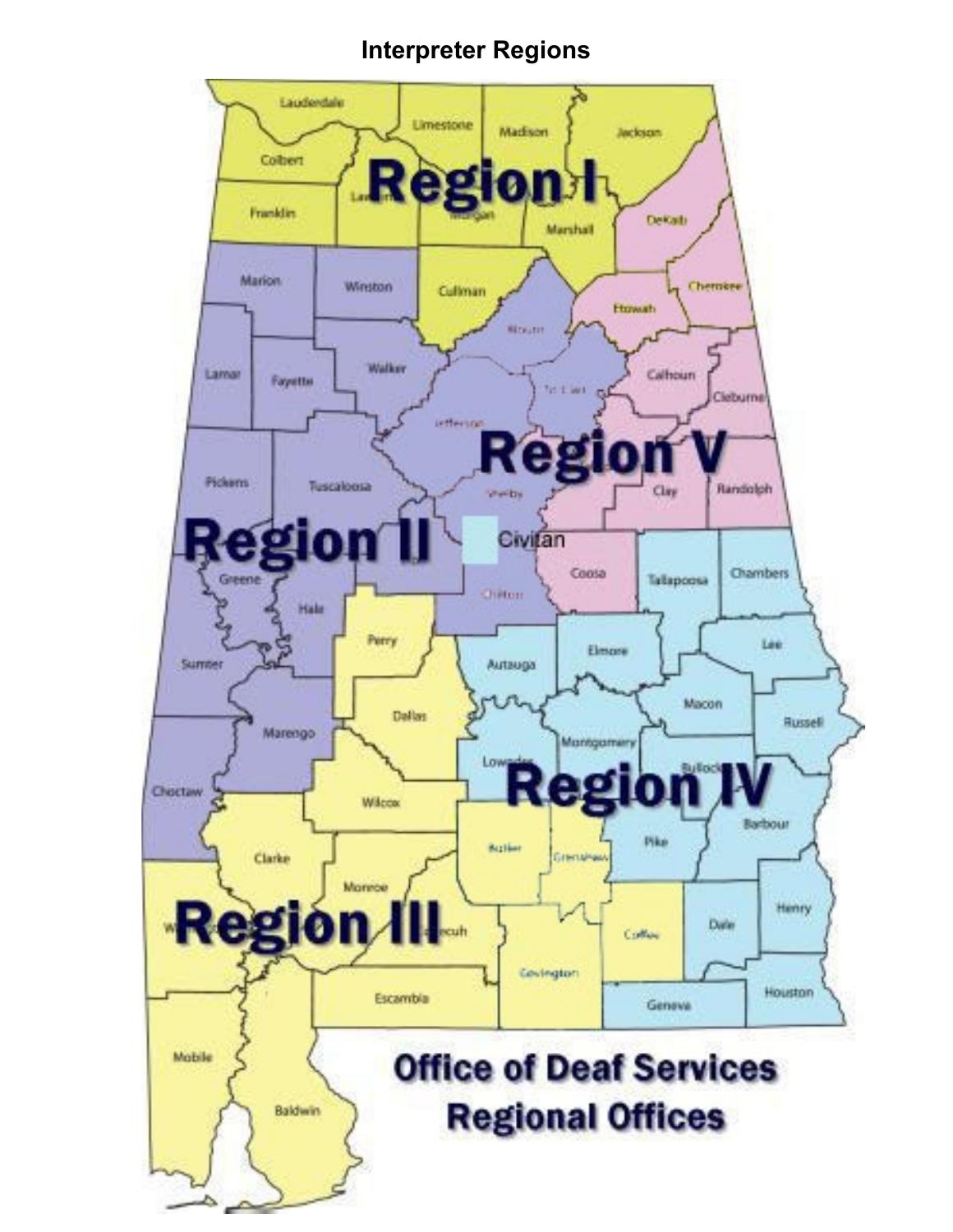## Interpreter Regions

Lauderdale
Limestone
Madison
Jackson
Colbert
Region I
Lawrence
Franklin
Morgan
Marshall
DeKalb
Marion
Winston
Cullman
Cherokee
Etowah
Blount
Lamar
Fayette
Walker
Calhoun
St. Clair
Cleburne
Jefferson
Region V
Pickens
Tuscaloosa
Shelby
Clay
Randolph
Region II
Civitan
Greene
Coosa
Tallapoosa
Chambers
Hale
Chilton
Perry
Sumter
Autauga
Elmore
Lee
Dallas
Macon
Russell
Marengo
Montgomery
Lowndes
Bullock
Choctaw
Region IV
Wilcox
Barbour
Butler
Crenshaw
Pike
Clarke
Monroe
Henry
Washington
Region III
Conecuh
Coffee
Dale
Covington
Houston
Escambia
Geneva
Mobile
Baldwin

Office of Deaf Services
Regional Offices